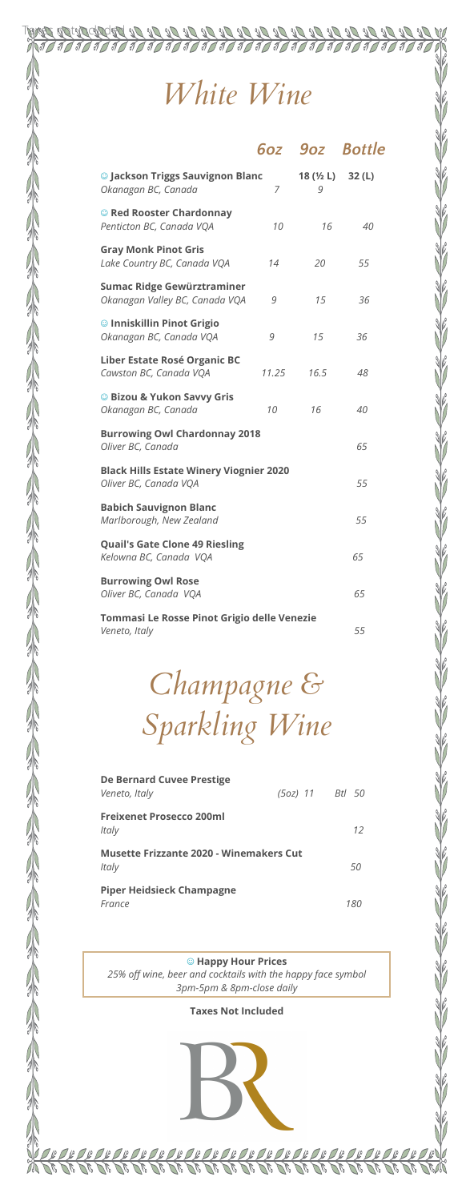# White Wine

| | 6oz | 9oz | Bottle |
|---|---|---|---|
| ☺ **Jackson Triggs Sauvignon Blanc** *Okanagan BC, Canada* | *7* | 18 (½ L) *9* | 32 (L) |
| ☺ **Red Rooster Chardonnay** *Penticton BC, Canada VQA* | *10* | *16* | *40* |
| **Gray Monk Pinot Gris** *Lake Country BC, Canada VQA* | *14* | *20* | *55* |
| **Sumac Ridge Gewürztraminer** *Okanagan Valley BC, Canada VQA* | *9* | *15* | *36* |
| ☺ **Inniskillin Pinot Grigio** *Okanagan BC, Canada VQA* | *9* | *15* | *36* |
| **Liber Estate Rosé Organic BC** *Cawston BC, Canada VQA* | *11.25* | *16.5* | *48* |
| ☺ **Bizou & Yukon Savvy Gris** *Okanagan BC, Canada* | *10* | *16* | *40* |
| **Burrowing Owl Chardonnay 2018** *Oliver BC, Canada* | | | *65* |
| **Black Hills Estate Winery Viognier 2020** *Oliver BC, Canada VQA* | | | *55* |
| **Babich Sauvignon Blanc** *Marlborough, New Zealand* | | | *55* |
| **Quail's Gate Clone 49 Riesling** *Kelowna BC, Canada VQA* | | | *65* |
| **Burrowing Owl Rose** *Oliver BC, Canada VQA* | | | *65* |
| **Tommasi Le Rosse Pinot Grigio delle Venezie** *Veneto, Italy* | | | *55* |

# Champagne & Sparkling Wine

| | | |
|---|---|---|
| **De Bernard Cuvee Prestige** *Veneto, Italy* | *(5oz) 11* | *Btl 50* |
| **Freixenet Prosecco 200ml** *Italy* | | *12* |
| **Musette Frizzante 2020 - Winemakers Cut** *Italy* | | *50* |
| **Piper Heidsieck Champagne** *France* | | *180* |

☺ **Happy Hour Prices**
*25% off wine, beer and cocktails with the happy face symbol*
*3pm-5pm & 8pm-close daily*

**Taxes Not Included**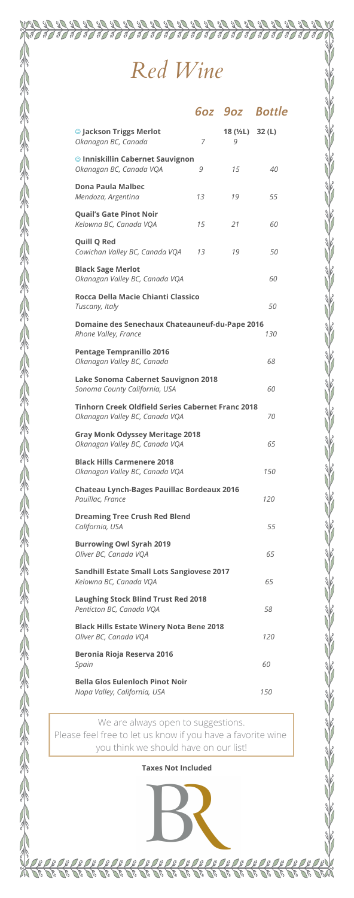# Red Wine

| | 6oz | 9oz | Bottle |
|---|---|---|---|
| ☺ **Jackson Triggs Merlot**<br>*Okanagan BC, Canada* | 7 | 9 | |
| | | 18 (½L) | 32 (L) |
| ☺ **Inniskillin Cabernet Sauvignon**<br>*Okanagan BC, Canada VQA* | 9 | 15 | 40 |
| **Dona Paula Malbec**<br>*Mendoza, Argentina* | 13 | 19 | 55 |
| **Quail's Gate Pinot Noir**<br>*Kelowna BC, Canada VQA* | 15 | 21 | 60 |
| **Quill Q Red**<br>*Cowichan Valley BC, Canada VQA* | 13 | 19 | 50 |
| **Black Sage Merlot**<br>*Okanagan Valley BC, Canada VQA* | | | 60 |
| **Rocca Della Macie Chianti Classico**<br>*Tuscany, Italy* | | | 50 |
| **Domaine des Senechaux Chateauneuf-du-Pape 2016**<br>*Rhone Valley, France* | | | 130 |
| **Pentage Tempranillo 2016**<br>*Okanagan Valley BC, Canada* | | | 68 |
| **Lake Sonoma Cabernet Sauvignon 2018**<br>*Sonoma County California, USA* | | | 60 |
| **Tinhorn Creek Oldfield Series Cabernet Franc 2018**<br>*Okanagan Valley BC, Canada VQA* | | | 70 |
| **Gray Monk Odyssey Meritage 2018**<br>*Okanagan Valley BC, Canada VQA* | | | 65 |
| **Black Hills Carmenere 2018**<br>*Okanagan Valley BC, Canada VQA* | | | 150 |
| **Chateau Lynch-Bages Pauillac Bordeaux 2016**<br>*Pauillac, France* | | | 120 |
| **Dreaming Tree Crush Red Blend**<br>*California, USA* | | | 55 |
| **Burrowing Owl Syrah 2019**<br>*Oliver BC, Canada VQA* | | | 65 |
| **Sandhill Estate Small Lots Sangiovese 2017**<br>*Kelowna BC, Canada VQA* | | | 65 |
| **Laughing Stock Blind Trust Red 2018**<br>*Penticton BC, Canada VQA* | | | 58 |
| **Black Hills Estate Winery Nota Bene 2018**<br>*Oliver BC, Canada VQA* | | | 120 |
| **Beronia Rioja Reserva 2016**<br>*Spain* | | | 60 |
| **Bella Glos Eulenloch Pinot Noir**<br>*Napa Valley, California, USA* | | | 150 |

We are always open to suggestions.
Please feel free to let us know if you have a favorite wine you think we should have on our list!

**Taxes Not Included**

BR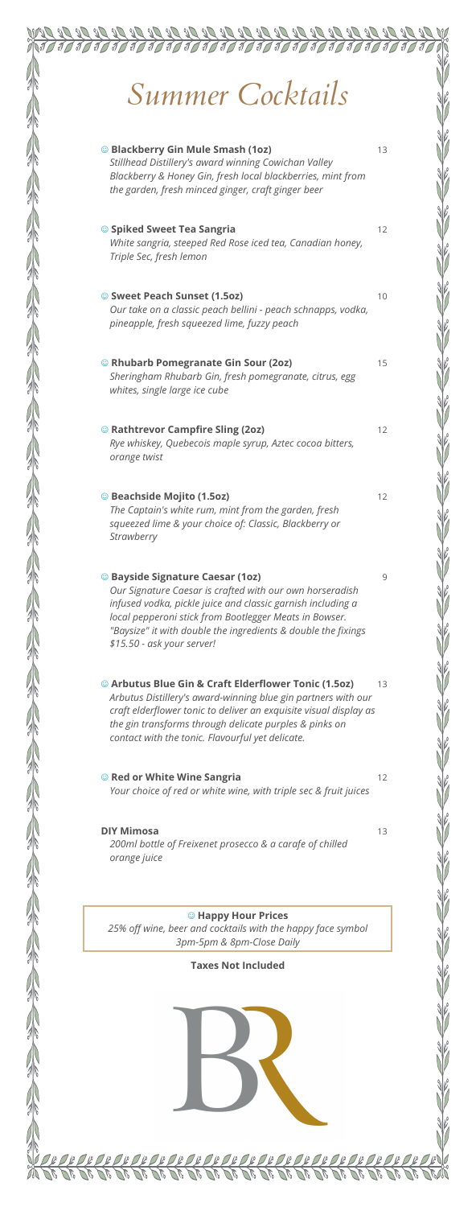# Summer Cocktails

☺ **Blackberry Gin Mule Smash (1oz)** 13
*Stillhead Distillery's award winning Cowichan Valley Blackberry & Honey Gin, fresh local blackberries, mint from the garden, fresh minced ginger, craft ginger beer*

☺ **Spiked Sweet Tea Sangria** 12
*White sangria, steeped Red Rose iced tea, Canadian honey, Triple Sec, fresh lemon*

☺ **Sweet Peach Sunset (1.5oz)** 10
*Our take on a classic peach bellini - peach schnapps, vodka, pineapple, fresh squeezed lime, fuzzy peach*

☺ **Rhubarb Pomegranate Gin Sour (2oz)** 15
*Sheringham Rhubarb Gin, fresh pomegranate, citrus, egg whites, single large ice cube*

☺ **Rathtrevor Campfire Sling (2oz)** 12
*Rye whiskey, Quebecois maple syrup, Aztec cocoa bitters, orange twist*

☺ **Beachside Mojito (1.5oz)** 12
*The Captain's white rum, mint from the garden, fresh squeezed lime & your choice of: Classic, Blackberry or Strawberry*

☺ **Bayside Signature Caesar (1oz)** 9
*Our Signature Caesar is crafted with our own horseradish infused vodka, pickle juice and classic garnish including a local pepperoni stick from Bootlegger Meats in Bowser. "Baysize" it with double the ingredients & double the fixings $15.50 - ask your server!*

☺ **Arbutus Blue Gin & Craft Elderflower Tonic (1.5oz)** 13
*Arbutus Distillery's award-winning blue gin partners with our craft elderflower tonic to deliver an exquisite visual display as the gin transforms through delicate purples & pinks on contact with the tonic. Flavourful yet delicate.*

☺ **Red or White Wine Sangria** 12
*Your choice of red or white wine, with triple sec & fruit juices*

**DIY Mimosa** 13
*200ml bottle of Freixenet prosecco & a carafe of chilled orange juice*

☺ **Happy Hour Prices**
*25% off wine, beer and cocktails with the happy face symbol*
*3pm-5pm & 8pm-Close Daily*

**Taxes Not Included**